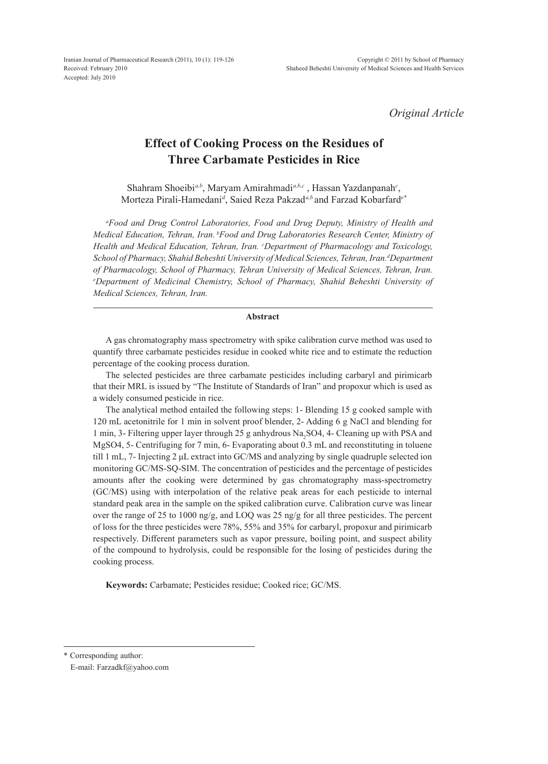*Original Article*

# Effect of Cooking Process on the Residues of Three Carbamate Pesticides in Rice

Shahram Shoeibi[a,b], Maryam Amirahmadi[a,b,c], Hassan Yazdanpanah[c], Morteza Pirali-Hamedani[d], Saied Reza Pakzad[a,b] and Farzad Kobarfard[e*]

[a]*Food and Drug Control Laboratories, Food and Drug Deputy, Ministry of Health and Medical Education, Tehran, Iran.* [b]*Food and Drug Laboratories Research Center, Ministry of Health and Medical Education, Tehran, Iran.* [c]*Department of Pharmacology and Toxicology, School of Pharmacy, Shahid Beheshti University of Medical Sciences, Tehran, Iran.* [d]*Department of Pharmacology, School of Pharmacy, Tehran University of Medical Sciences, Tehran, Iran.* [e]*Department of Medicinal Chemistry, School of Pharmacy, Shahid Beheshti University of Medical Sciences, Tehran, Iran.*

## Abstract

A gas chromatography mass spectrometry with spike calibration curve method was used to quantify three carbamate pesticides residue in cooked white rice and to estimate the reduction percentage of the cooking process duration.

The selected pesticides are three carbamate pesticides including carbaryl and pirimicarb that their MRL is issued by "The Institute of Standards of Iran" and propoxur which is used as a widely consumed pesticide in rice.

The analytical method entailed the following steps: 1- Blending 15 g cooked sample with 120 mL acetonitrile for 1 min in solvent proof blender, 2- Adding 6 g NaCl and blending for 1 min, 3- Filtering upper layer through 25 g anhydrous $Na_2SO4$, 4- Cleaning up with PSA and MgSO4, 5- Centrifuging for 7 min, 6- Evaporating about 0.3 mL and reconstituting in toluene till 1 mL, 7- Injecting 2 µL extract into GC/MS and analyzing by single quadruple selected ion monitoring GC/MS-SQ-SIM. The concentration of pesticides and the percentage of pesticides amounts after the cooking were determined by gas chromatography mass-spectrometry (GC/MS) using with interpolation of the relative peak areas for each pesticide to internal standard peak area in the sample on the spiked calibration curve. Calibration curve was linear over the range of 25 to 1000 ng/g, and LOQ was 25 ng/g for all three pesticides. The percent of loss for the three pesticides were 78%, 55% and 35% for carbaryl, propoxur and pirimicarb respectively. Different parameters such as vapor pressure, boiling point, and suspect ability of the compound to hydrolysis, could be responsible for the losing of pesticides during the cooking process.

**Keywords:** Carbamate; Pesticides residue; Cooked rice; GC/MS.

---

\* Corresponding author:
E-mail: Farzadkf@yahoo.com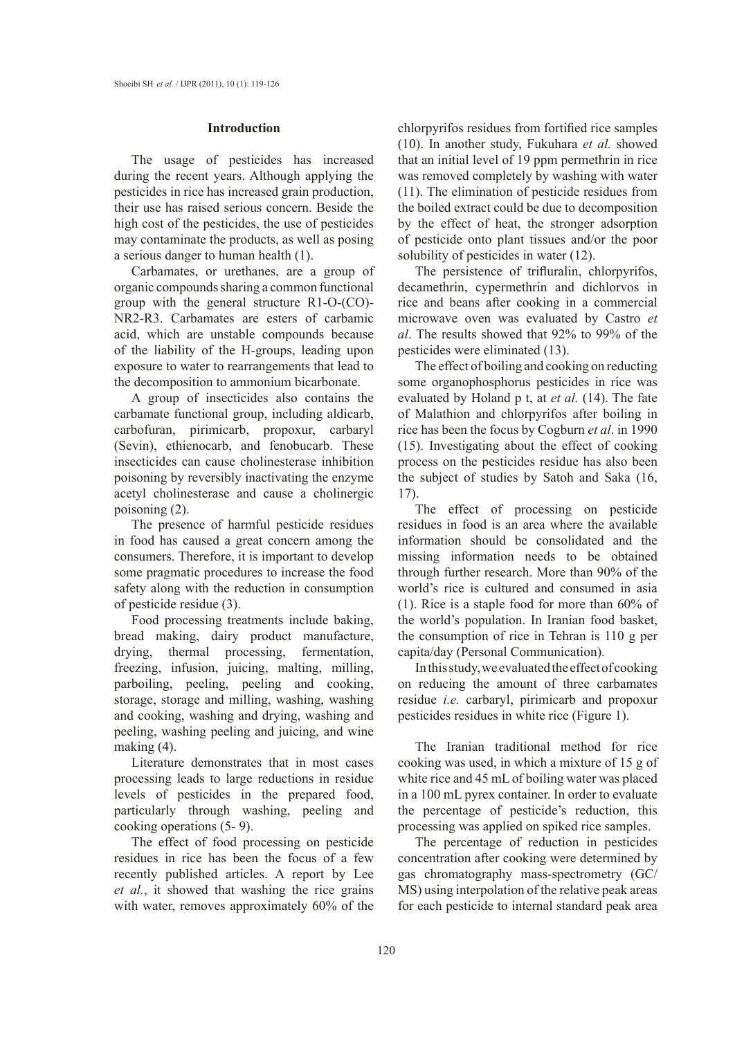## Introduction

The usage of pesticides has increased during the recent years. Although applying the pesticides in rice has increased grain production, their use has raised serious concern. Beside the high cost of the pesticides, the use of pesticides may contaminate the products, as well as posing a serious danger to human health (1).

Carbamates, or urethanes, are a group of organic compounds sharing a common functional group with the general structure R1-O-(CO)-NR2-R3. Carbamates are esters of carbamic acid, which are unstable compounds because of the liability of the H-groups, leading upon exposure to water to rearrangements that lead to the decomposition to ammonium bicarbonate.

A group of insecticides also contains the carbamate functional group, including aldicarb, carbofuran, pirimicarb, propoxur, carbaryl (Sevin), ethienocarb, and fenobucarb. These insecticides can cause cholinesterase inhibition poisoning by reversibly inactivating the enzyme acetyl cholinesterase and cause a cholinergic poisoning (2).

The presence of harmful pesticide residues in food has caused a great concern among the consumers. Therefore, it is important to develop some pragmatic procedures to increase the food safety along with the reduction in consumption of pesticide residue (3).

Food processing treatments include baking, bread making, dairy product manufacture, drying, thermal processing, fermentation, freezing, infusion, juicing, malting, milling, parboiling, peeling, peeling and cooking, storage, storage and milling, washing, washing and cooking, washing and drying, washing and peeling, washing peeling and juicing, and wine making (4).

Literature demonstrates that in most cases processing leads to large reductions in residue levels of pesticides in the prepared food, particularly through washing, peeling and cooking operations (5- 9).

The effect of food processing on pesticide residues in rice has been the focus of a few recently published articles. A report by Lee *et al.*, it showed that washing the rice grains with water, removes approximately 60% of the chlorpyrifos residues from fortified rice samples (10). In another study, Fukuhara *et al.* showed that an initial level of 19 ppm permethrin in rice was removed completely by washing with water (11). The elimination of pesticide residues from the boiled extract could be due to decomposition by the effect of heat, the stronger adsorption of pesticide onto plant tissues and/or the poor solubility of pesticides in water (12).

The persistence of trifluralin, chlorpyrifos, decamethrin, cypermethrin and dichlorvos in rice and beans after cooking in a commercial microwave oven was evaluated by Castro *et al*. The results showed that 92% to 99% of the pesticides were eliminated (13).

The effect of boiling and cooking on reducting some organophosphorus pesticides in rice was evaluated by Holand p t, at *et al.* (14). The fate of Malathion and chlorpyrifos after boiling in rice has been the focus by Cogburn *et al*. in 1990 (15). Investigating about the effect of cooking process on the pesticides residue has also been the subject of studies by Satoh and Saka (16, 17).

The effect of processing on pesticide residues in food is an area where the available information should be consolidated and the missing information needs to be obtained through further research. More than 90% of the world's rice is cultured and consumed in asia (1). Rice is a staple food for more than 60% of the world's population. In Iranian food basket, the consumption of rice in Tehran is 110 g per capita/day (Personal Communication).

In this study, we evaluated the effect of cooking on reducing the amount of three carbamates residue *i.e.* carbaryl, pirimicarb and propoxur pesticides residues in white rice (Figure 1).

The Iranian traditional method for rice cooking was used, in which a mixture of 15 g of white rice and 45 mL of boiling water was placed in a 100 mL pyrex container. In order to evaluate the percentage of pesticide's reduction, this processing was applied on spiked rice samples.

The percentage of reduction in pesticides concentration after cooking were determined by gas chromatography mass-spectrometry (GC/MS) using interpolation of the relative peak areas for each pesticide to internal standard peak area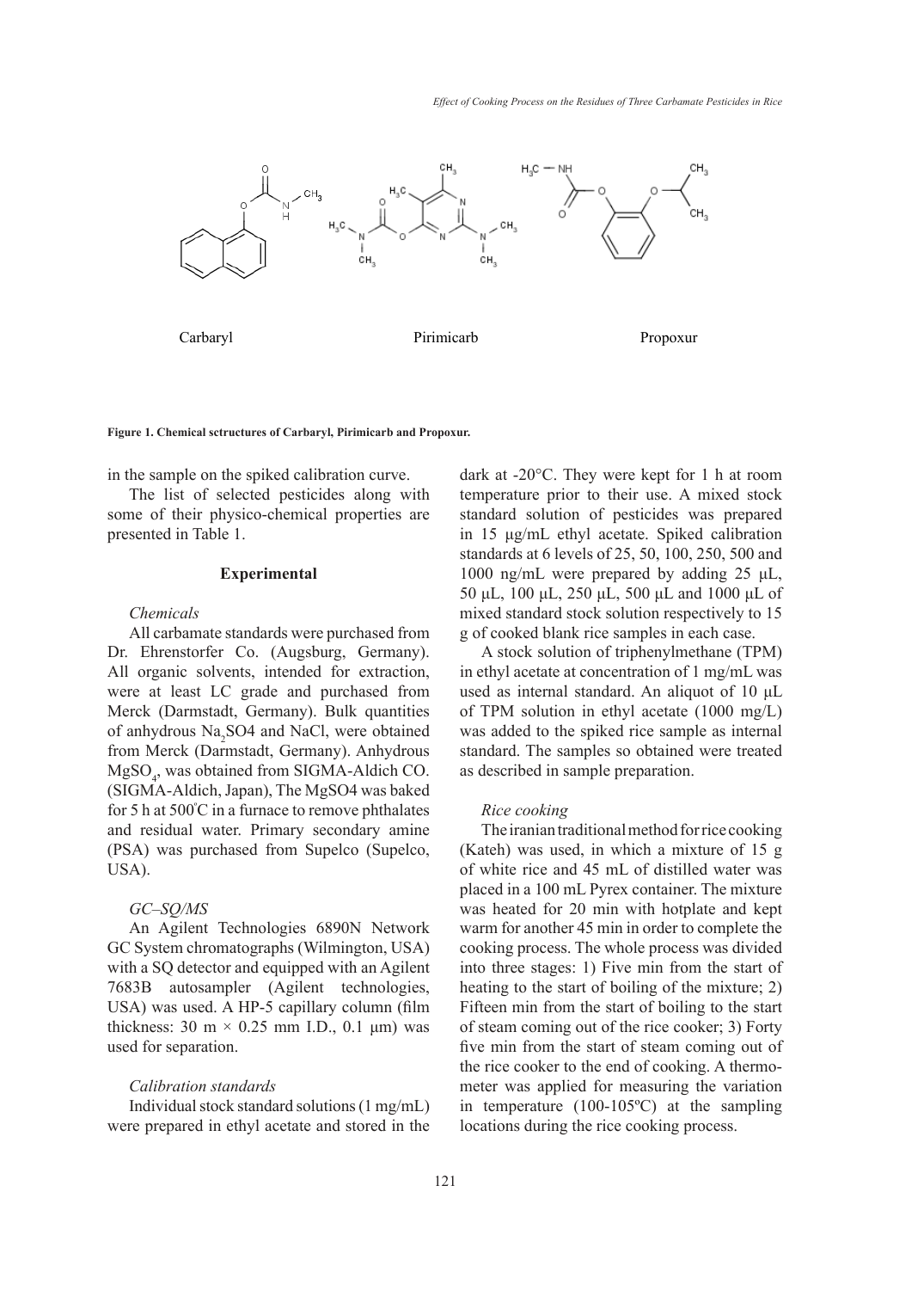Carbaryl Pirimicarb Propoxur

**Figure 1. Chemical sctructures of Carbaryl, Pirimicarb and Propoxur.**

in the sample on the spiked calibration curve.

The list of selected pesticides along with some of their physico-chemical properties are presented in Table 1.

## Experimental

### *Chemicals*

All carbamate standards were purchased from Dr. Ehrenstorfer Co. (Augsburg, Germany). All organic solvents, intended for extraction, were at least LC grade and purchased from Merck (Darmstadt, Germany). Bulk quantities of anhydrous $Na_2SO4$ and NaCl, were obtained from Merck (Darmstadt, Germany). Anhydrous $MgSO_4$, was obtained from SIGMA-Aldrich CO. (SIGMA-Aldich, Japan), The MgSO4 was baked for 5 h at 500°C in a furnace to remove phthalates and residual water. Primary secondary amine (PSA) was purchased from Supelco (Supelco, USA).

### *GC–SQ/MS*

An Agilent Technologies 6890N Network GC System chromatographs (Wilmington, USA) with a SQ detector and equipped with an Agilent 7683B autosampler (Agilent technologies, USA) was used. A HP-5 capillary column (film thickness: 30 m × 0.25 mm I.D., 0.1 µm) was used for separation.

### *Calibration standards*

Individual stock standard solutions (1 mg/mL) were prepared in ethyl acetate and stored in the dark at -20°C. They were kept for 1 h at room temperature prior to their use. A mixed stock standard solution of pesticides was prepared in 15 µg/mL ethyl acetate. Spiked calibration standards at 6 levels of 25, 50, 100, 250, 500 and 1000 ng/mL were prepared by adding 25 µL, 50 µL, 100 µL, 250 µL, 500 µL and 1000 µL of mixed standard stock solution respectively to 15 g of cooked blank rice samples in each case.

A stock solution of triphenylmethane (TPM) in ethyl acetate at concentration of 1 mg/mL was used as internal standard. An aliquot of 10 µL of TPM solution in ethyl acetate (1000 mg/L) was added to the spiked rice sample as internal standard. The samples so obtained were treated as described in sample preparation.

### *Rice cooking*

The iranian traditional method for rice cooking (Kateh) was used, in which a mixture of 15 g of white rice and 45 mL of distilled water was placed in a 100 mL Pyrex container. The mixture was heated for 20 min with hotplate and kept warm for another 45 min in order to complete the cooking process. The whole process was divided into three stages: 1) Five min from the start of heating to the start of boiling of the mixture; 2) Fifteen min from the start of boiling to the start of steam coming out of the rice cooker; 3) Forty five min from the start of steam coming out of the rice cooker to the end of cooking. A thermometer was applied for measuring the variation in temperature (100-105ºC) at the sampling locations during the rice cooking process.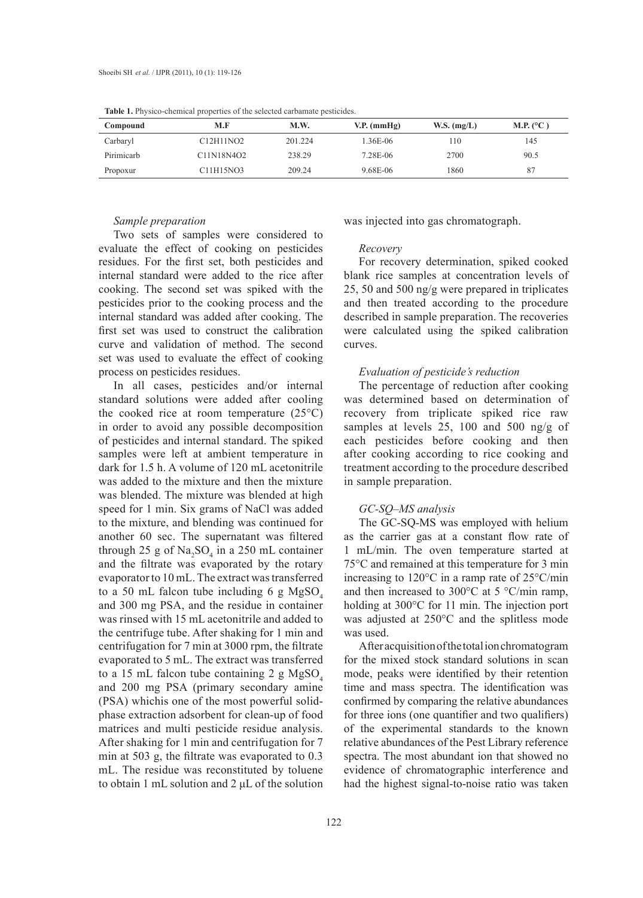**Table 1.** Physico-chemical properties of the selected carbamate pesticides.

| Compound | M.F | M.W. | V.P. (mmHg) | W.S. (mg/L) | M.P. (°C ) |
|---|---|---|---|---|---|
| Carbaryl | $C_{12}H_{11}NO_2$ | 201.224 | 1.36E-06 | 110 | 145 |
| Pirimicarb | $C_{11}N_{18}N_4O_2$ | 238.29 | 7.28E-06 | 2700 | 90.5 |
| Propoxur | $C_{11}H_{15}NO_3$ | 209.24 | 9.68E-06 | 1860 | 87 |

*Sample preparation*

Two sets of samples were considered to evaluate the effect of cooking on pesticides residues. For the first set, both pesticides and internal standard were added to the rice after cooking. The second set was spiked with the pesticides prior to the cooking process and the internal standard was added after cooking. The first set was used to construct the calibration curve and validation of method. The second set was used to evaluate the effect of cooking process on pesticides residues.

In all cases, pesticides and/or internal standard solutions were added after cooling the cooked rice at room temperature (25°C) in order to avoid any possible decomposition of pesticides and internal standard. The spiked samples were left at ambient temperature in dark for 1.5 h. A volume of 120 mL acetonitrile was added to the mixture and then the mixture was blended. The mixture was blended at high speed for 1 min. Six grams of NaCl was added to the mixture, and blending was continued for another 60 sec. The supernatant was filtered through 25 g of $Na_2SO_4$ in a 250 mL container and the filtrate was evaporated by the rotary evaporator to 10 mL. The extract was transferred to a 50 mL falcon tube including 6 g $MgSO_4$ and 300 mg PSA, and the residue in container was rinsed with 15 mL acetonitrile and added to the centrifuge tube. After shaking for 1 min and centrifugation for 7 min at 3000 rpm, the filtrate evaporated to 5 mL. The extract was transferred to a 15 mL falcon tube containing 2 g $MgSO_4$ and 200 mg PSA (primary secondary amine (PSA) whichis one of the most powerful solid-phase extraction adsorbent for clean-up of food matrices and multi pesticide residue analysis. After shaking for 1 min and centrifugation for 7 min at 503 g, the filtrate was evaporated to 0.3 mL. The residue was reconstituted by toluene to obtain 1 mL solution and 2 μL of the solution was injected into gas chromatograph.

*Recovery*

For recovery determination, spiked cooked blank rice samples at concentration levels of 25, 50 and 500 ng/g were prepared in triplicates and then treated according to the procedure described in sample preparation. The recoveries were calculated using the spiked calibration curves.

*Evaluation of pesticide's reduction*

The percentage of reduction after cooking was determined based on determination of recovery from triplicate spiked rice raw samples at levels 25, 100 and 500 ng/g of each pesticides before cooking and then after cooking according to rice cooking and treatment according to the procedure described in sample preparation.

*GC-SQ–MS analysis*

The GC-SQ-MS was employed with helium as the carrier gas at a constant flow rate of 1 mL/min. The oven temperature started at 75°C and remained at this temperature for 3 min increasing to 120°C in a ramp rate of 25°C/min and then increased to 300°C at 5 °C/min ramp, holding at 300°C for 11 min. The injection port was adjusted at 250°C and the splitless mode was used.

After acquisition of the total ion chromatogram for the mixed stock standard solutions in scan mode, peaks were identified by their retention time and mass spectra. The identification was confirmed by comparing the relative abundances for three ions (one quantifier and two qualifiers) of the experimental standards to the known relative abundances of the Pest Library reference spectra. The most abundant ion that showed no evidence of chromatographic interference and had the highest signal-to-noise ratio was taken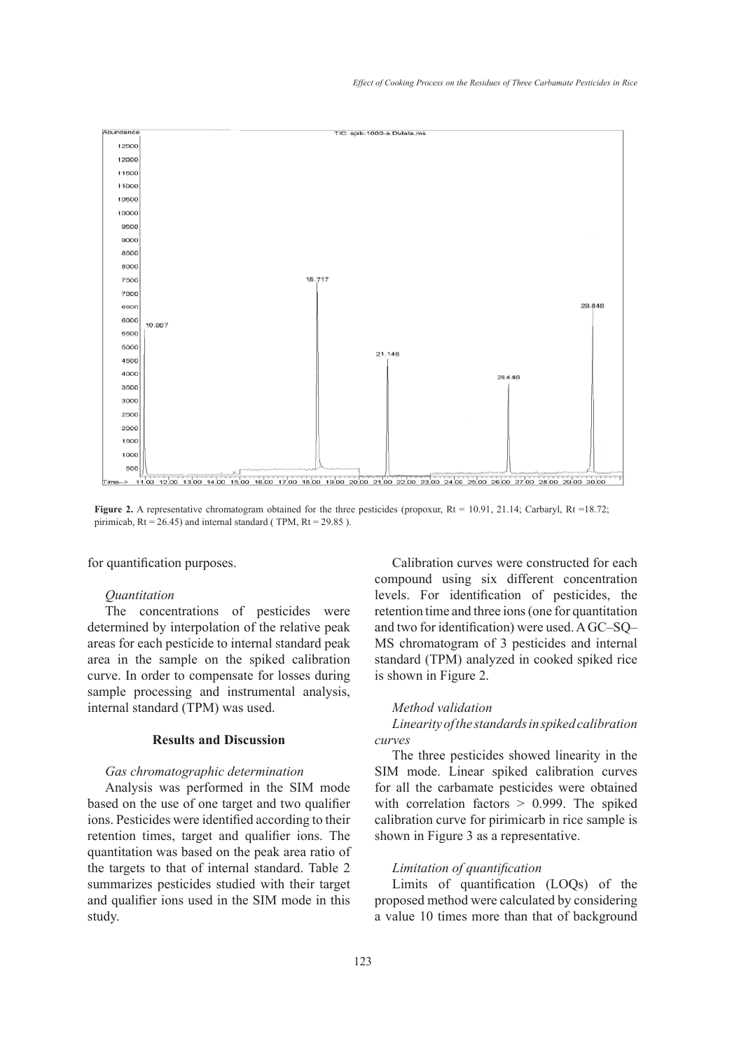Figure 2. A representative chromatogram obtained for the three pesticides (propoxur, Rt = 10.91, 21.14; Carbaryl, Rt =18.72; pirimicab, Rt = 26.45) and internal standard ( TPM, Rt = 29.85 ).

for quantification purposes.

*Quantitation*

The concentrations of pesticides were determined by interpolation of the relative peak areas for each pesticide to internal standard peak area in the sample on the spiked calibration curve. In order to compensate for losses during sample processing and instrumental analysis, internal standard (TPM) was used.

## Results and Discussion

*Gas chromatographic determination*

Analysis was performed in the SIM mode based on the use of one target and two qualifier ions. Pesticides were identified according to their retention times, target and qualifier ions. The quantitation was based on the peak area ratio of the targets to that of internal standard. Table 2 summarizes pesticides studied with their target and qualifier ions used in the SIM mode in this study.

Calibration curves were constructed for each compound using six different concentration levels. For identification of pesticides, the retention time and three ions (one for quantitation and two for identification) were used. A GC–SQ–MS chromatogram of 3 pesticides and internal standard (TPM) analyzed in cooked spiked rice is shown in Figure 2.

*Method validation*

*Linearity of the standards in spiked calibration curves*

The three pesticides showed linearity in the SIM mode. Linear spiked calibration curves for all the carbamate pesticides were obtained with correlation factors > 0.999. The spiked calibration curve for pirimicarb in rice sample is shown in Figure 3 as a representative.

*Limitation of quantification*

Limits of quantification (LOQs) of the proposed method were calculated by considering a value 10 times more than that of background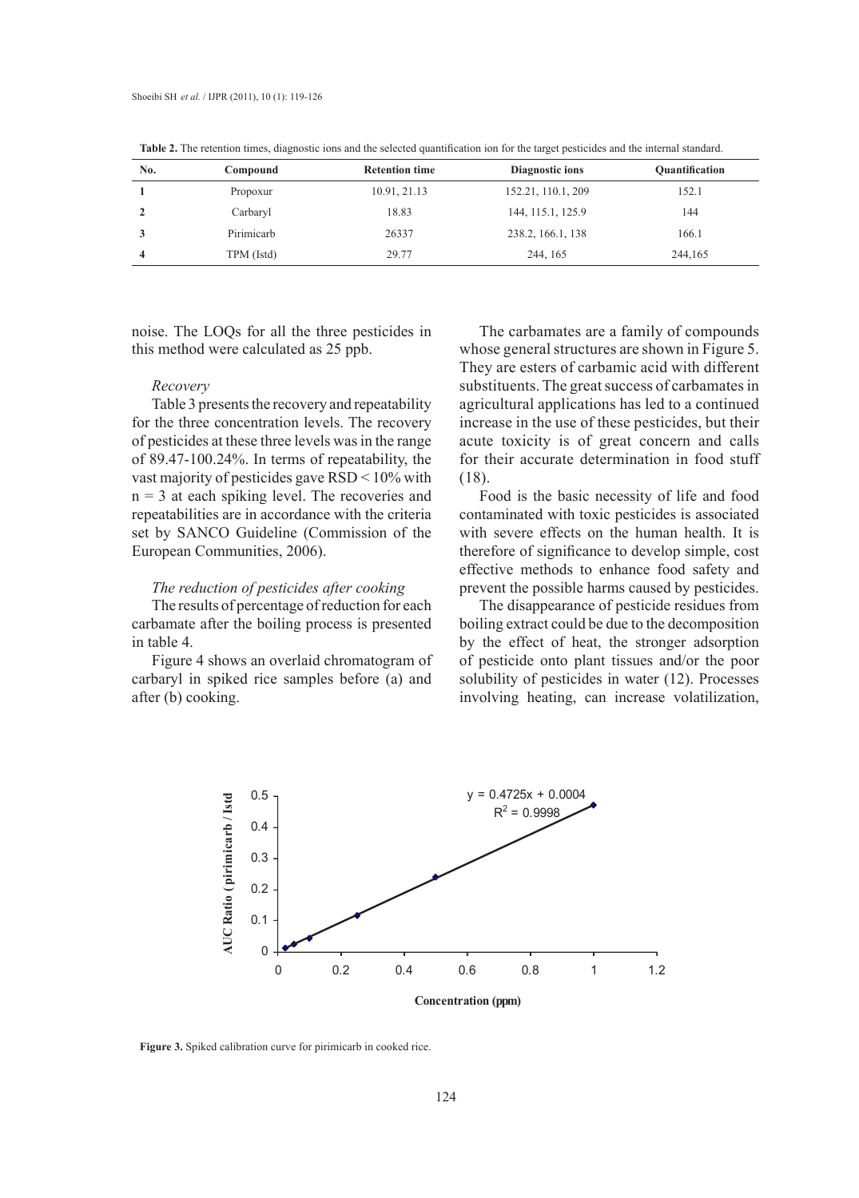**Table 2.** The retention times, diagnostic ions and the selected quantification ion for the target pesticides and the internal standard.

| No. | Compound | Retention time | Diagnostic ions | Quantification |
|---|---|---|---|---|
| 1 | Propoxur | 10.91, 21.13 | 152.21, 110.1, 209 | 152.1 |
| 2 | Carbaryl | 18.83 | 144, 115.1, 125.9 | 144 |
| 3 | Pirimicarb | 26337 | 238.2, 166.1, 138 | 166.1 |
| 4 | TPM (Istd) | 29.77 | 244, 165 | 244,165 |

noise. The LOQs for all the three pesticides in this method were calculated as 25 ppb.

### *Recovery*

Table 3 presents the recovery and repeatability for the three concentration levels. The recovery of pesticides at these three levels was in the range of 89.47-100.24%. In terms of repeatability, the vast majority of pesticides gave RSD < 10% with n = 3 at each spiking level. The recoveries and repeatabilities are in accordance with the criteria set by SANCO Guideline (Commission of the European Communities, 2006).

### *The reduction of pesticides after cooking*

The results of percentage of reduction for each carbamate after the boiling process is presented in table 4.

Figure 4 shows an overlaid chromatogram of carbaryl in spiked rice samples before (a) and after (b) cooking.

The carbamates are a family of compounds whose general structures are shown in Figure 5. They are esters of carbamic acid with different substituents. The great success of carbamates in agricultural applications has led to a continued increase in the use of these pesticides, but their acute toxicity is of great concern and calls for their accurate determination in food stuff (18).

Food is the basic necessity of life and food contaminated with toxic pesticides is associated with severe effects on the human health. It is therefore of significance to develop simple, cost effective methods to enhance food safety and prevent the possible harms caused by pesticides.

The disappearance of pesticide residues from boiling extract could be due to the decomposition by the effect of heat, the stronger adsorption of pesticide onto plant tissues and/or the poor solubility of pesticides in water (12). Processes involving heating, can increase volatilization,

**Figure 3.** Spiked calibration curve for pirimicarb in cooked rice.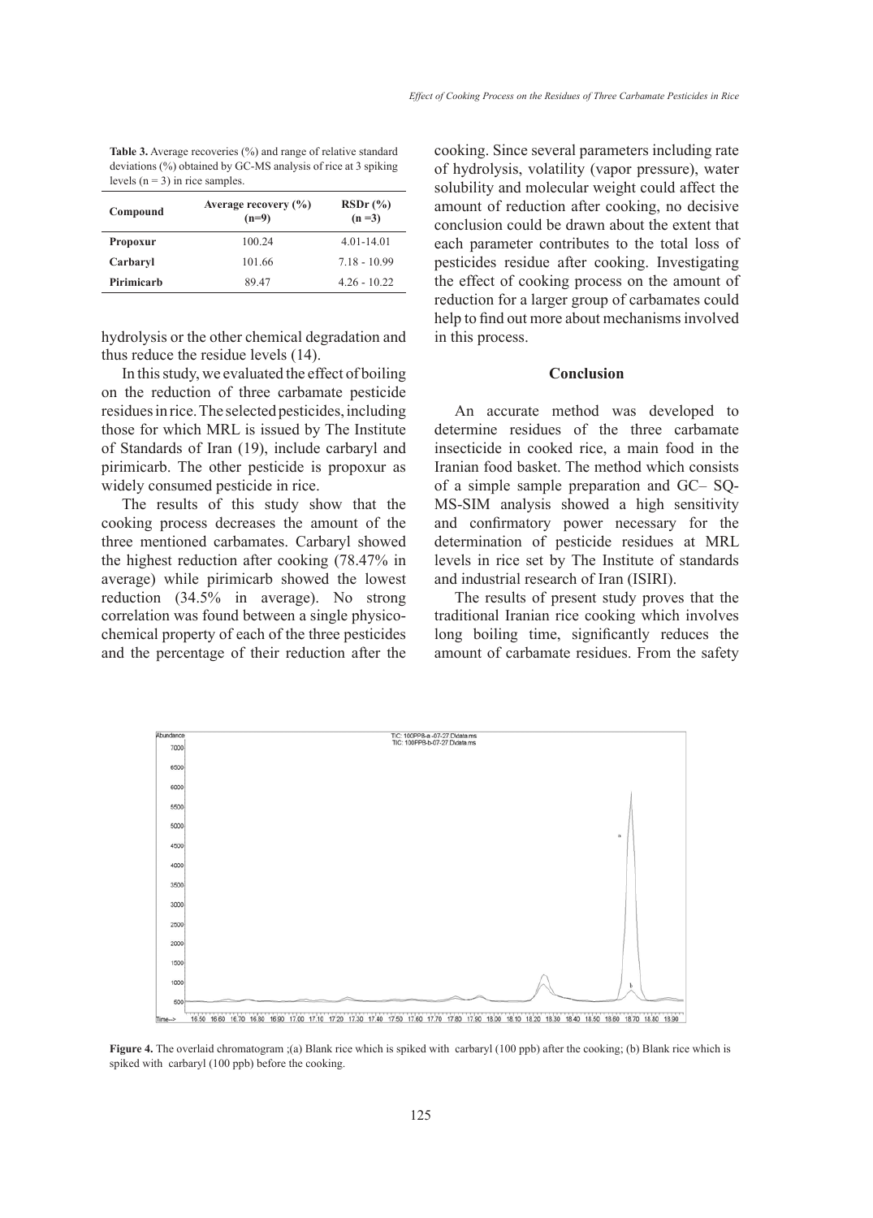**Table 3.** Average recoveries (%) and range of relative standard deviations (%) obtained by GC-MS analysis of rice at 3 spiking levels (n = 3) in rice samples.

| Compound | Average recovery (%) (n=9) | RSDr (%) (n =3) |
|---|---|---|
| **Propoxur** | 100.24 | 4.01-14.01 |
| **Carbaryl** | 101.66 | 7.18 - 10.99 |
| **Pirimicarb** | 89.47 | 4.26 - 10.22 |

hydrolysis or the other chemical degradation and thus reduce the residue levels (14).

In this study, we evaluated the effect of boiling on the reduction of three carbamate pesticide residues in rice. The selected pesticides, including those for which MRL is issued by The Institute of Standards of Iran (19), include carbaryl and pirimicarb. The other pesticide is propoxur as widely consumed pesticide in rice.

The results of this study show that the cooking process decreases the amount of the three mentioned carbamates. Carbaryl showed the highest reduction after cooking (78.47% in average) while pirimicarb showed the lowest reduction (34.5% in average). No strong correlation was found between a single physicochemical property of each of the three pesticides and the percentage of their reduction after the cooking. Since several parameters including rate of hydrolysis, volatility (vapor pressure), water solubility and molecular weight could affect the amount of reduction after cooking, no decisive conclusion could be drawn about the extent that each parameter contributes to the total loss of pesticides residue after cooking. Investigating the effect of cooking process on the amount of reduction for a larger group of carbamates could help to find out more about mechanisms involved in this process.

## Conclusion

An accurate method was developed to determine residues of the three carbamate insecticide in cooked rice, a main food in the Iranian food basket. The method which consists of a simple sample preparation and GC– SQ-MS-SIM analysis showed a high sensitivity and confirmatory power necessary for the determination of pesticide residues at MRL levels in rice set by The Institute of standards and industrial research of Iran (ISIRI).

The results of present study proves that the traditional Iranian rice cooking which involves long boiling time, significantly reduces the amount of carbamate residues. From the safety

**Figure 4.** The overlaid chromatogram ;(a) Blank rice which is spiked with carbaryl (100 ppb) after the cooking; (b) Blank rice which is spiked with carbaryl (100 ppb) before the cooking.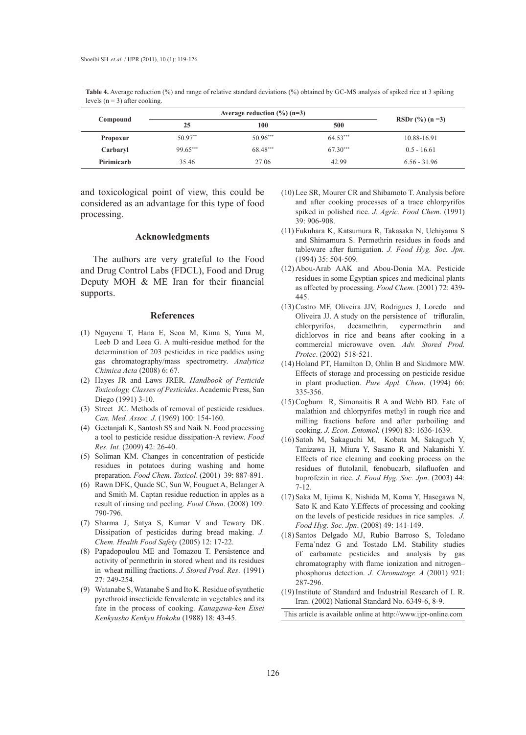**Table 4.** Average reduction (%) and range of relative standard deviations (%) obtained by GC-MS analysis of spiked rice at 3 spiking levels (n = 3) after cooking.

| Compound | Average reduction (%) (n=3) | | | RSDr (%) (n =3) |
|---|---|---|---|---|
| | 25 | 100 | 500 | |
| **Propoxur** | 50.97** | 50.96*** | 64.53*** | 10.88-16.91 |
| **Carbaryl** | 99.65*** | 68.48*** | 67.30*** | 0.5 - 16.61 |
| **Pirimicarb** | 35.46 | 27.06 | 42.99 | 6.56 - 31.96 |

and toxicological point of view, this could be considered as an advantage for this type of food processing.

## Acknowledgments

The authors are very grateful to the Food and Drug Control Labs (FDCL), Food and Drug Deputy MOH & ME Iran for their financial supports.

## References

(1) Nguyena T, Hana E, Seoa M, Kima S, Yuna M, Leeb D and Leea G. A multi-residue method for the determination of 203 pesticides in rice paddies using gas chromatography/mass spectrometry. *Analytica Chimica Acta* (2008) 6: 67.

(2) Hayes JR and Laws JRER. *Handbook of Pesticide Toxicology, Classes of Pesticides*. Academic Press, San Diego (1991) 3-10.

(3) Street JC. Methods of removal of pesticide residues. *Can. Med. Assoc. J.* (1969) 100: 154-160.

(4) Geetanjali K, Santosh SS and Naik N. Food processing a tool to pesticide residue dissipation-A review. *Food Res. Int.* (2009) 42: 26-40.

(5) Soliman KM. Changes in concentration of pesticide residues in potatoes during washing and home preparation. *Food Chem. Toxicol*. (2001) 39: 887-891.

(6) Rawn DFK, Quade SC, Sun W, Fouguet A, Belanger A and Smith M. Captan residue reduction in apples as a result of rinsing and peeling. *Food Chem*. (2008) 109: 790-796.

(7) Sharma J, Satya S, Kumar V and Tewary DK. Dissipation of pesticides during bread making. *J. Chem. Health Food Safety* (2005) 12: 17-22.

(8) Papadopoulou ME and Tomazou T. Persistence and activity of permethrin in stored wheat and its residues in wheat milling fractions. *J. Stored Prod. Res*. (1991) 27: 249-254.

(9) Watanabe S, Watanabe S and Ito K. Residue of synthetic pyrethroid insecticide fenvalerate in vegetables and its fate in the process of cooking. *Kanagawa-ken Eisei Kenkyusho Kenkyu Hokoku* (1988) 18: 43-45.

(10) Lee SR, Mourer CR and Shibamoto T. Analysis before and after cooking processes of a trace chlorpyrifos spiked in polished rice. *J. Agric. Food Chem*. (1991) 39: 906-908.

(11) Fukuhara K, Katsumura R, Takasaka N, Uchiyama S and Shimamura S. Permethrin residues in foods and tableware after fumigation. *J. Food Hyg. Soc. Jpn*. (1994) 35: 504-509.

(12) Abou-Arab AAK and Abou-Donia MA. Pesticide residues in some Egyptian spices and medicinal plants as affected by processing. *Food Chem*. (2001) 72: 439-445.

(13) Castro MF, Oliveira JJV, Rodrigues J, Loredo and Oliveira JJ. A study on the persistence of trifluralin, chlorpyrifos, decamethrin, cypermethrin and dichlorvos in rice and beans after cooking in a commercial microwave oven. *Adv. Stored Prod. Protec*. (2002) 518-521.

(14) Holand PT, Hamilton D, Ohlin B and Skidmore MW. Effects of storage and processing on pesticide residue in plant production. *Pure Appl. Chem*. (1994) 66: 335-356.

(15) Cogburn R, Simonaitis R A and Webb BD. Fate of malathion and chlorpyrifos methyl in rough rice and milling fractions before and after parboiling and cooking. *J. Econ. Entomol.* (1990) 83: 1636-1639.

(16) Satoh M, Sakaguchi M, Kobata M, Sakaguch Y, Tanizawa H, Miura Y, Sasano R and Nakanishi Y. Effects of rice cleaning and cooking process on the residues of flutolanil, fenobucarb, silafluofen and buprofezin in rice. *J. Food Hyg. Soc. Jpn*. (2003) 44: 7-12.

(17) Saka M, Iijima K, Nishida M, Koma Y, Hasegawa N, Sato K and Kato Y.Effects of processing and cooking on the levels of pesticide residues in rice samples. *J. Food Hyg. Soc. Jpn*. (2008) 49: 141-149.

(18) Santos Delgado MJ, Rubio Barroso S, Toledano Ferna´ndez G and Tostado LM. Stability studies of carbamate pesticides and analysis by gas chromatography with flame ionization and nitrogen–phosphorus detection. *J. Chromatogr. A* (2001) 921: 287-296.

(19) Institute of Standard and Industrial Research of I. R. Iran. (2002) National Standard No. 6349-6, 8-9.

This article is available online at http://www.ijpr-online.com